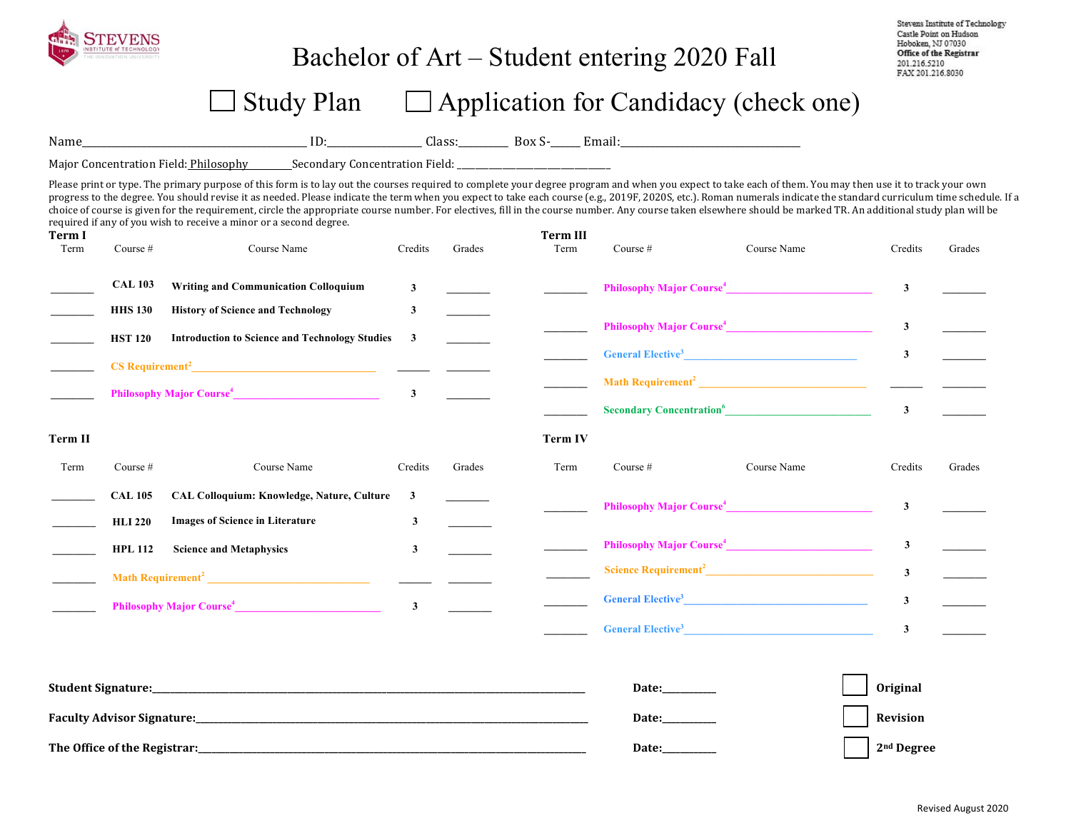STEVENS INSTITUTE of TECHNOLOGY

# Bachelor of Art – Student entering 2020 Fall

Stevens Institute of Technology
Castle Point on Hudson
Hoboken, NJ 07030
**Office of the Registrar**
201.216.5210
FAX 201.216.8030

☐ Study Plan ☐ Application for Candidacy (check one)

Name\_\_\_\_\_\_\_\_\_\_\_\_\_\_\_\_\_\_\_\_ ID:\_\_\_\_\_\_\_\_\_\_ Class:\_\_\_\_\_\_\_ Box S-\_\_\_\_\_ Email:\_\_\_\_\_\_\_\_\_\_\_\_\_\_\_\_\_\_\_\_

Major Concentration Field: Philosophy\_\_\_\_\_\_\_\_ Secondary Concentration Field: \_\_\_\_\_\_\_\_\_\_\_\_\_\_\_\_\_\_\_\_

Please print or type. The primary purpose of this form is to lay out the courses required to complete your degree program and when you expect to take each of them. You may then use it to track your own progress to the degree. You should revise it as needed. Please indicate the term when you expect to take each course (e.g., 2019F, 2020S, etc.). Roman numerals indicate the standard curriculum time schedule. If a choice of course is given for the requirement, circle the appropriate course number. For electives, fill in the course number. Any course taken elsewhere should be marked TR. An additional study plan will be required if any of you wish to receive a minor or a second degree.

**Term I**

| Term | Course # | Course Name | Credits | Grades |
|---|---|---|---|---|
| \_\_\_\_ | **CAL 103** | **Writing and Communication Colloquium** | **3** | \_\_\_\_ |
| \_\_\_\_ | **HHS 130** | **History of Science and Technology** | **3** | \_\_\_\_ |
| \_\_\_\_ | **HST 120** | **Introduction to Science and Technology Studies** | **3** | \_\_\_\_ |
| \_\_\_\_ | CS Requirement[2] \_\_\_\_ | | \_\_\_\_ | \_\_\_\_ |
| \_\_\_\_ | Philosophy Major Course[4] \_\_\_\_ | | **3** | \_\_\_\_ |

**Term II**

| Term | Course # | Course Name | Credits | Grades |
|---|---|---|---|---|
| \_\_\_\_ | **CAL 105** | **CAL Colloquium: Knowledge, Nature, Culture** | **3** | \_\_\_\_ |
| \_\_\_\_ | **HLI 220** | **Images of Science in Literature** | **3** | \_\_\_\_ |
| \_\_\_\_ | **HPL 112** | **Science and Metaphysics** | **3** | \_\_\_\_ |
| \_\_\_\_ | Math Requirement[2] \_\_\_\_ | | \_\_\_\_ | \_\_\_\_ |
| \_\_\_\_ | Philosophy Major Course[4] \_\_\_\_ | | **3** | \_\_\_\_ |

**Term III**

| Term | Course # | Course Name | Credits | Grades |
|---|---|---|---|---|
| \_\_\_\_ | Philosophy Major Course[4] \_\_\_\_ | | **3** | \_\_\_\_ |
| \_\_\_\_ | Philosophy Major Course[4] \_\_\_\_ | | **3** | \_\_\_\_ |
| \_\_\_\_ | General Elective[3] \_\_\_\_ | | **3** | \_\_\_\_ |
| \_\_\_\_ | Math Requirement[2] \_\_\_\_ | | \_\_\_\_ | \_\_\_\_ |
| \_\_\_\_ | Secondary Concentration[6] \_\_\_\_ | | **3** | \_\_\_\_ |

**Term IV**

| Term | Course # | Course Name | Credits | Grades |
|---|---|---|---|---|
| \_\_\_\_ | Philosophy Major Course[4] \_\_\_\_ | | **3** | \_\_\_\_ |
| \_\_\_\_ | Philosophy Major Course[4] \_\_\_\_ | | **3** | \_\_\_\_ |
| \_\_\_\_ | Science Requirement[2] \_\_\_\_ | | **3** | \_\_\_\_ |
| \_\_\_\_ | General Elective[3] \_\_\_\_ | | **3** | \_\_\_\_ |
| \_\_\_\_ | General Elective[3] \_\_\_\_ | | **3** | \_\_\_\_ |

**Student Signature:**\_\_\_\_\_\_\_\_\_\_\_\_\_\_\_\_\_\_\_\_ **Date:**\_\_\_\_\_\_ ☐ **Original**

**Faculty Advisor Signature:**\_\_\_\_\_\_\_\_\_\_\_\_\_\_\_\_\_\_\_\_ **Date:**\_\_\_\_\_\_ ☐ **Revision**

**The Office of the Registrar:**\_\_\_\_\_\_\_\_\_\_\_\_\_\_\_\_\_\_\_\_ **Date:**\_\_\_\_\_\_ ☐ **2nd Degree**

Revised August 2020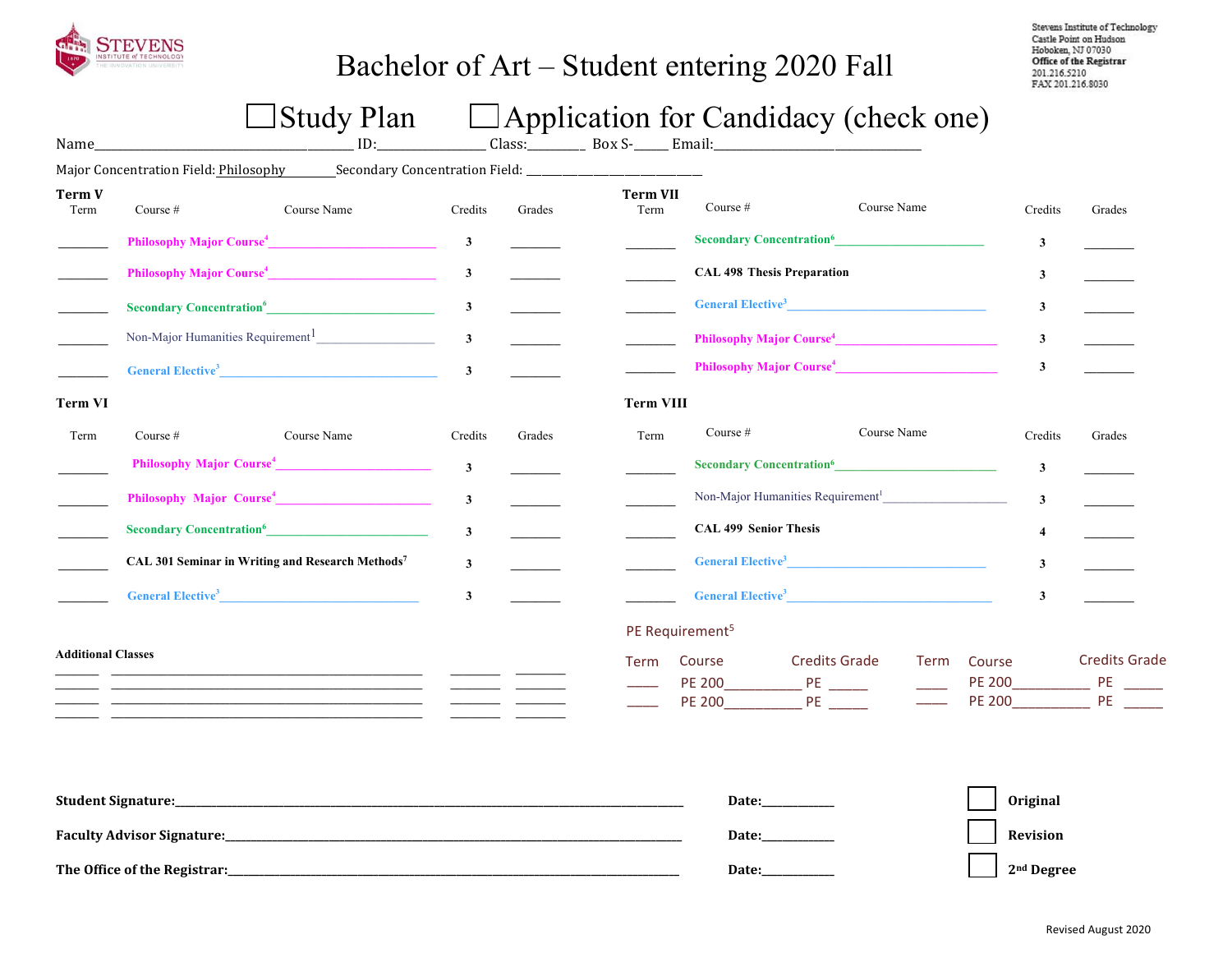STEVENS INSTITUTE of TECHNOLOGY

# Bachelor of Art – Student entering 2020 Fall

Stevens Institute of Technology
Castle Point on Hudson
Hoboken, NJ 07030
**Office of the Registrar**
201.216.5210
FAX 201.216.8030

☐ Study Plan ☐ Application for Candidacy (check one)

Name________________________________ ID:______________ Class:________ Box S-_____ Email:____________________________

Major Concentration Field: Philosophy Secondary Concentration Field: ___________________________

**Term V**

| Term | Course # | Course Name | Credits | Grades |
|---|---|---|---|---|
| ______ | **Philosophy Major Course**[4] | | 3 | ______ |
| ______ | **Philosophy Major Course**[4] | | 3 | ______ |
| ______ | **Secondary Concentration**[6] | | 3 | ______ |
| ______ | Non-Major Humanities Requirement[1] | | 3 | ______ |
| ______ | **General Elective**[3] | | 3 | ______ |

**Term VI**

| Term | Course # | Course Name | Credits | Grades |
|---|---|---|---|---|
| ______ | **Philosophy Major Course**[4] | | 3 | ______ |
| ______ | **Philosophy Major Course**[4] | | 3 | ______ |
| ______ | **Secondary Concentration**[6] | | 3 | ______ |
| ______ | **CAL 301** | **Seminar in Writing and Research Methods**[7] | 3 | ______ |
| ______ | **General Elective**[3] | | 3 | ______ |

**Term VII**

| Term | Course # | Course Name | Credits | Grades |
|---|---|---|---|---|
| ______ | **Secondary Concentration**[6] | | 3 | ______ |
| ______ | **CAL 498** | **Thesis Preparation** | 3 | ______ |
| ______ | **General Elective**[3] | | 3 | ______ |
| ______ | **Philosophy Major Course**[4] | | 3 | ______ |
| ______ | **Philosophy Major Course**[4] | | 3 | ______ |

**Term VIII**

| Term | Course # | Course Name | Credits | Grades |
|---|---|---|---|---|
| ______ | **Secondary Concentration**[6] | | 3 | ______ |
| ______ | Non-Major Humanities Requirement[1] | | 3 | ______ |
| ______ | **CAL 499** | **Senior Thesis** | 4 | ______ |
| ______ | **General Elective**[3] | | 3 | ______ |
| ______ | **General Elective**[3] | | 3 | ______ |

**Additional Classes**

| | | | |
|---|---|---|---|
| ______ | ________________________________ | ______ | ______ |
| ______ | ________________________________ | ______ | ______ |
| ______ | ________________________________ | ______ | ______ |
| ______ | ________________________________ | ______ | ______ |

PE Requirement[5]

| Term | Course | Credits | Grade | Term | Course | Credits | Grade |
|---|---|---|---|---|---|---|---|
| ____ | PE 200__________ | PE | _____ | ____ | PE 200__________ | PE | _____ |
| ____ | PE 200__________ | PE | _____ | ____ | PE 200__________ | PE | _____ |

**Student Signature:**_______________________________________________ **Date:**__________ ☐ **Original**

**Faculty Advisor Signature:**_________________________________________ **Date:**__________ ☐ **Revision**

**The Office of the Registrar:**________________________________________ **Date:**__________ ☐ **2nd Degree**

Revised August 2020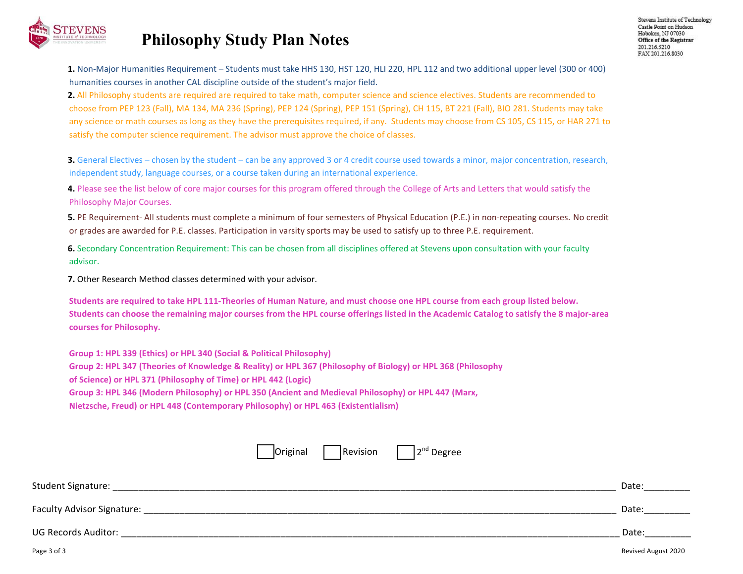Stevens Institute of Technology
Castle Point on Hudson
Hoboken, NJ 07030
**Office of the Registrar**
201.216.5210
FAX 201.216.8030

# Philosophy Study Plan Notes

**1.** Non-Major Humanities Requirement – Students must take HHS 130, HST 120, HLI 220, HPL 112 and two additional upper level (300 or 400) humanities courses in another CAL discipline outside of the student's major field.

**2.** All Philosophy students are required are required to take math, computer science and science electives. Students are recommended to choose from PEP 123 (Fall), MA 134, MA 236 (Spring), PEP 124 (Spring), PEP 151 (Spring), CH 115, BT 221 (Fall), BIO 281. Students may take any science or math courses as long as they have the prerequisites required, if any. Students may choose from CS 105, CS 115, or HAR 271 to satisfy the computer science requirement. The advisor must approve the choice of classes.

**3.** General Electives – chosen by the student – can be any approved 3 or 4 credit course used towards a minor, major concentration, research, independent study, language courses, or a course taken during an international experience.

**4.** Please see the list below of core major courses for this program offered through the College of Arts and Letters that would satisfy the Philosophy Major Courses.

**5.** PE Requirement- All students must complete a minimum of four semesters of Physical Education (P.E.) in non-repeating courses. No credit or grades are awarded for P.E. classes. Participation in varsity sports may be used to satisfy up to three P.E. requirement.

**6.** Secondary Concentration Requirement: This can be chosen from all disciplines offered at Stevens upon consultation with your faculty advisor.

**7.** Other Research Method classes determined with your advisor.

**Students are required to take HPL 111-Theories of Human Nature, and must choose one HPL course from each group listed below. Students can choose the remaining major courses from the HPL course offerings listed in the Academic Catalog to satisfy the 8 major-area courses for Philosophy.**

**Group 1: HPL 339 (Ethics) or HPL 340 (Social & Political Philosophy)**
**Group 2: HPL 347 (Theories of Knowledge & Reality) or HPL 367 (Philosophy of Biology) or HPL 368 (Philosophy of Science) or HPL 371 (Philosophy of Time) or HPL 442 (Logic)**
**Group 3: HPL 346 (Modern Philosophy) or HPL 350 (Ancient and Medieval Philosophy) or HPL 447 (Marx, Nietzsche, Freud) or HPL 448 (Contemporary Philosophy) or HPL 463 (Existentialism)**

☐ Original ☐ Revision ☐ 2nd Degree

Student Signature: ______________________________ Date:________

Faculty Advisor Signature: ______________________________ Date:________

UG Records Auditor: ______________________________ Date:________

Revised August 2020